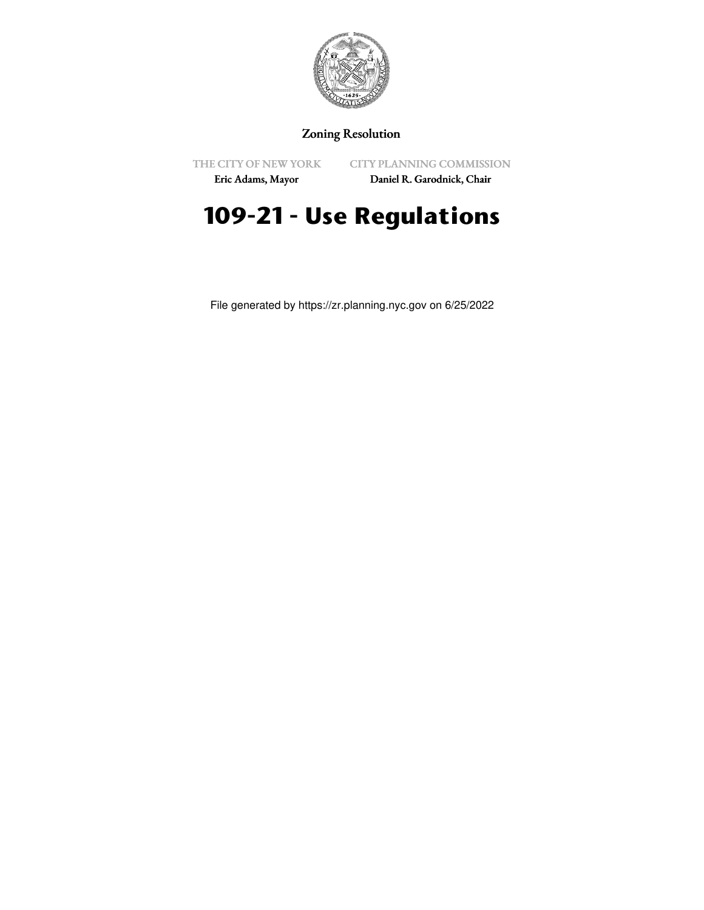Zoning Resolution

THE CITY OF NEW YORK
Eric Adams, Mayor

CITY PLANNING COMMISSION
Daniel R. Garodnick, Chair

# 109-21 - Use Regulations

File generated by https://zr.planning.nyc.gov on 6/25/2022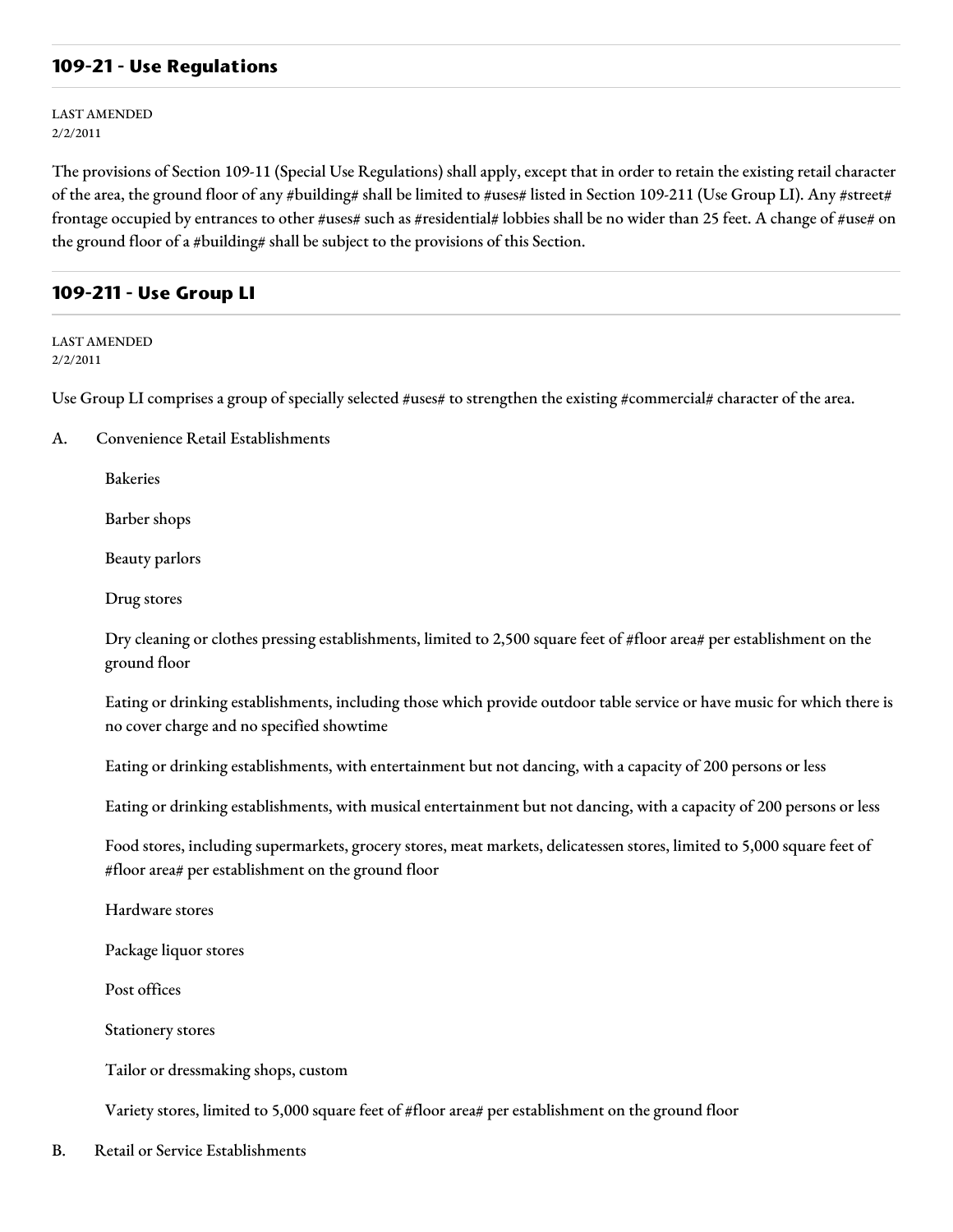## 109-21 - Use Regulations

LAST AMENDED
2/2/2011

The provisions of Section 109-11 (Special Use Regulations) shall apply, except that in order to retain the existing retail character of the area, the ground floor of any #building# shall be limited to #uses# listed in Section 109-211 (Use Group LI). Any #street# frontage occupied by entrances to other #uses# such as #residential# lobbies shall be no wider than 25 feet. A change of #use# on the ground floor of a #building# shall be subject to the provisions of this Section.

## 109-211 - Use Group LI

LAST AMENDED
2/2/2011

Use Group LI comprises a group of specially selected #uses# to strengthen the existing #commercial# character of the area.

A. Convenience Retail Establishments

Bakeries

Barber shops

Beauty parlors

Drug stores

Dry cleaning or clothes pressing establishments, limited to 2,500 square feet of #floor area# per establishment on the ground floor

Eating or drinking establishments, including those which provide outdoor table service or have music for which there is no cover charge and no specified showtime

Eating or drinking establishments, with entertainment but not dancing, with a capacity of 200 persons or less

Eating or drinking establishments, with musical entertainment but not dancing, with a capacity of 200 persons or less

Food stores, including supermarkets, grocery stores, meat markets, delicatessen stores, limited to 5,000 square feet of #floor area# per establishment on the ground floor

Hardware stores

Package liquor stores

Post offices

Stationery stores

Tailor or dressmaking shops, custom

Variety stores, limited to 5,000 square feet of #floor area# per establishment on the ground floor

B. Retail or Service Establishments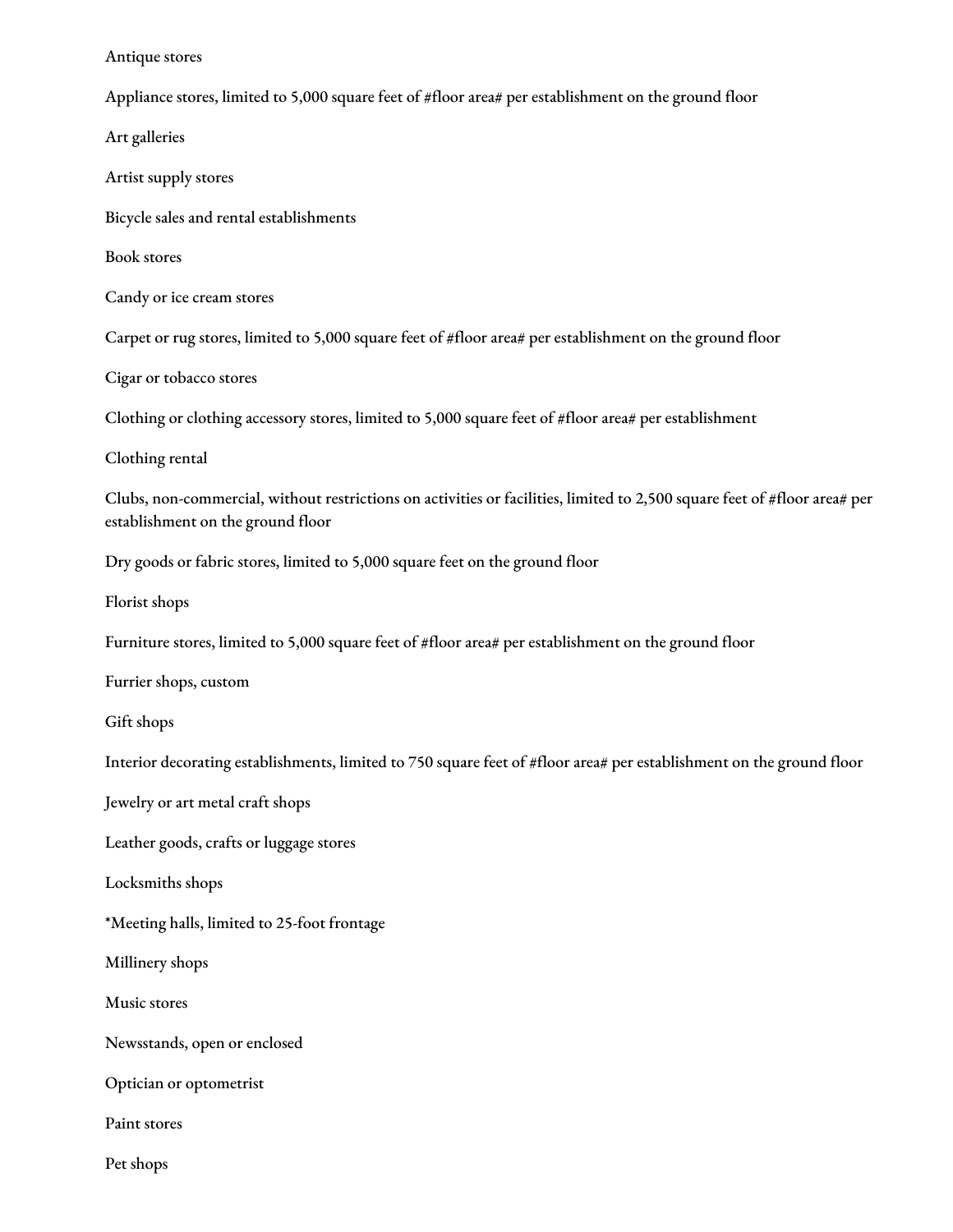Antique stores

Appliance stores, limited to 5,000 square feet of #floor area# per establishment on the ground floor

Art galleries

Artist supply stores

Bicycle sales and rental establishments

Book stores

Candy or ice cream stores

Carpet or rug stores, limited to 5,000 square feet of #floor area# per establishment on the ground floor

Cigar or tobacco stores

Clothing or clothing accessory stores, limited to 5,000 square feet of #floor area# per establishment

Clothing rental

Clubs, non-commercial, without restrictions on activities or facilities, limited to 2,500 square feet of #floor area# per establishment on the ground floor

Dry goods or fabric stores, limited to 5,000 square feet on the ground floor

Florist shops

Furniture stores, limited to 5,000 square feet of #floor area# per establishment on the ground floor

Furrier shops, custom

Gift shops

Interior decorating establishments, limited to 750 square feet of #floor area# per establishment on the ground floor

Jewelry or art metal craft shops

Leather goods, crafts or luggage stores

Locksmiths shops

*Meeting halls, limited to 25-foot frontage

Millinery shops

Music stores

Newsstands, open or enclosed

Optician or optometrist

Paint stores

Pet shops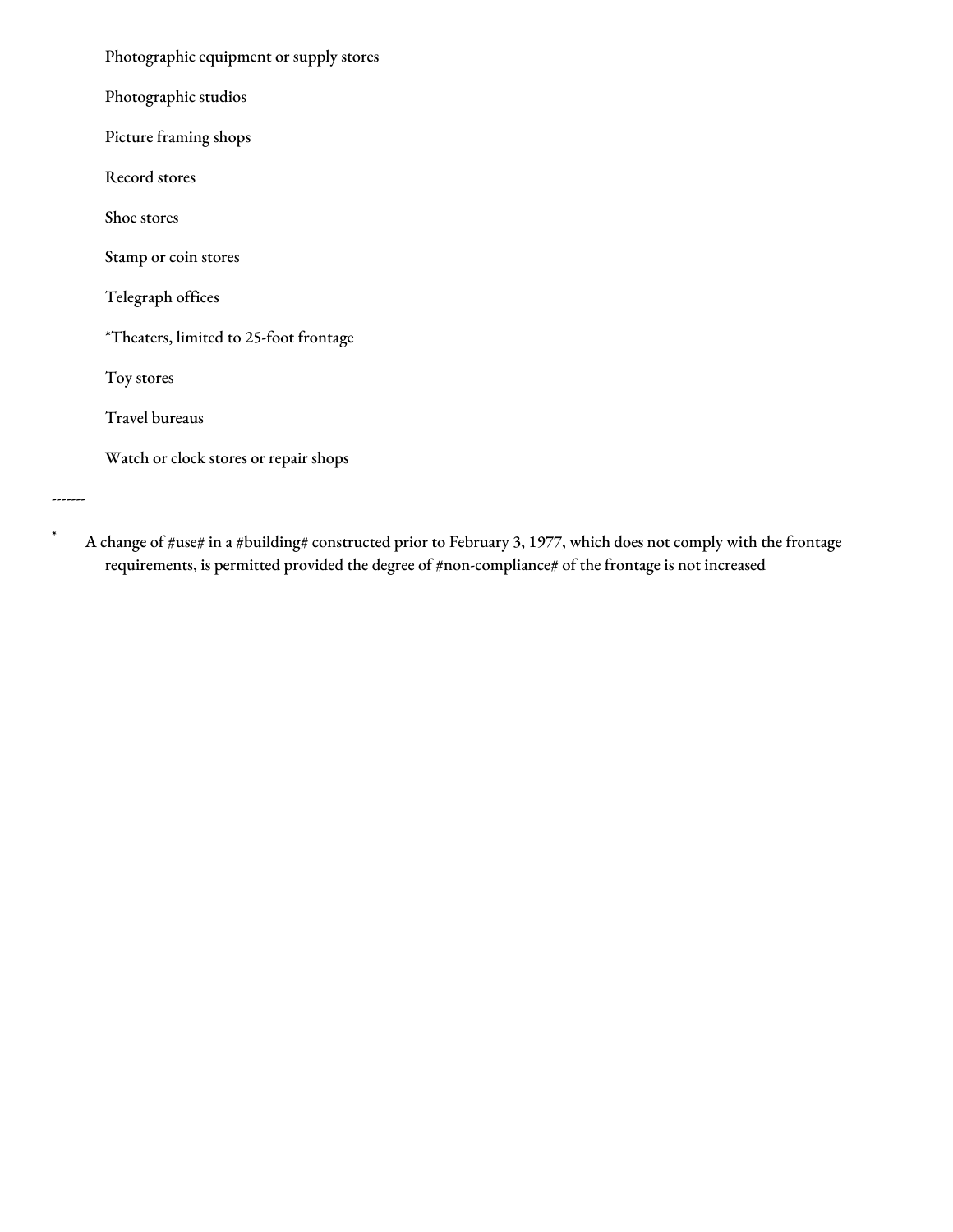Photographic equipment or supply stores

Photographic studios

Picture framing shops

Record stores

Shoe stores

Stamp or coin stores

Telegraph offices

*Theaters, limited to 25-foot frontage

Toy stores

Travel bureaus

Watch or clock stores or repair shops

-------

* A change of #use# in a #building# constructed prior to February 3, 1977, which does not comply with the frontage requirements, is permitted provided the degree of #non-compliance# of the frontage is not increased